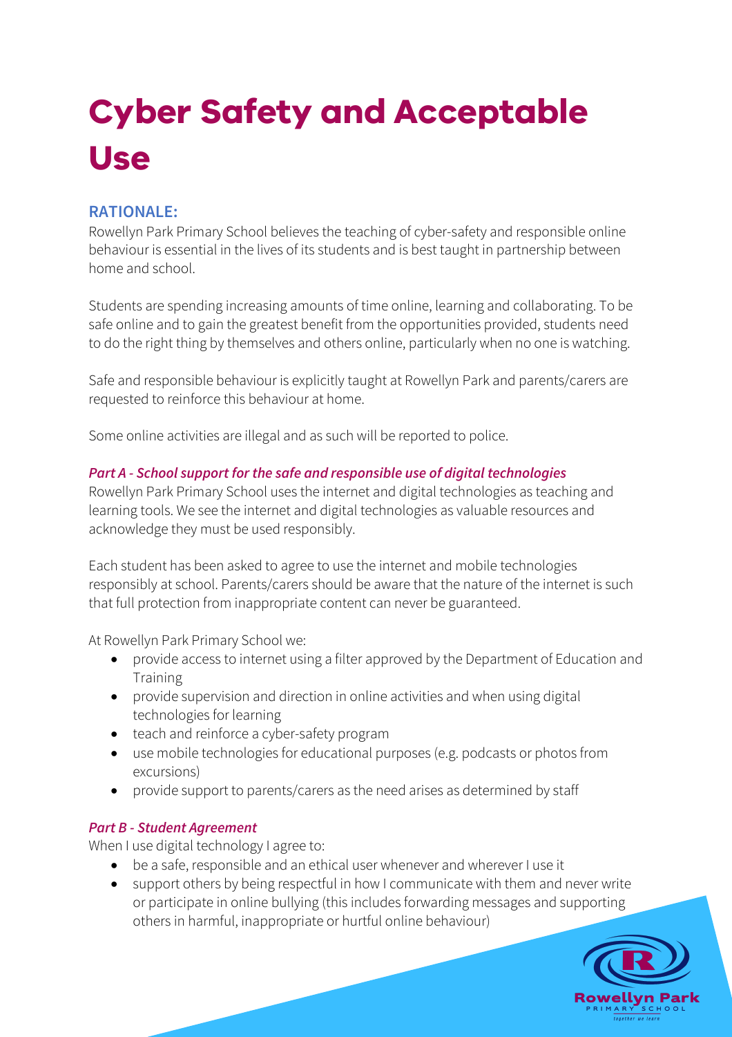# Cyber Safety and Acceptable Use

## RATIONALE:

Rowellyn Park Primary School believes the teaching of cyber-safety and responsible online behaviour is essential in the lives of its students and is best taught in partnership between home and school.

Students are spending increasing amounts of time online, learning and collaborating. To be safe online and to gain the greatest benefit from the opportunities provided, students need to do the right thing by themselves and others online, particularly when no one is watching.

Safe and responsible behaviour is explicitly taught at Rowellyn Park and parents/carers are requested to reinforce this behaviour at home.

Some online activities are illegal and as such will be reported to police.

### *Part A - School support for the safe and responsible use of digital technologies*

Rowellyn Park Primary School uses the internet and digital technologies as teaching and learning tools. We see the internet and digital technologies as valuable resources and acknowledge they must be used responsibly.

Each student has been asked to agree to use the internet and mobile technologies responsibly at school. Parents/carers should be aware that the nature of the internet is such that full protection from inappropriate content can never be guaranteed.

At Rowellyn Park Primary School we:

- provide access to internet using a filter approved by the Department of Education and Training
- provide supervision and direction in online activities and when using digital technologies for learning
- teach and reinforce a cyber-safety program
- use mobile technologies for educational purposes (e.g. podcasts or photos from excursions)
- provide support to parents/carers as the need arises as determined by staff

### *Part B - Student Agreement*

When I use digital technology I agree to:

- be a safe, responsible and an ethical user whenever and wherever I use it
- support others by being respectful in how I communicate with them and never write or participate in online bullying (this includes forwarding messages and supporting others in harmful, inappropriate or hurtful online behaviour)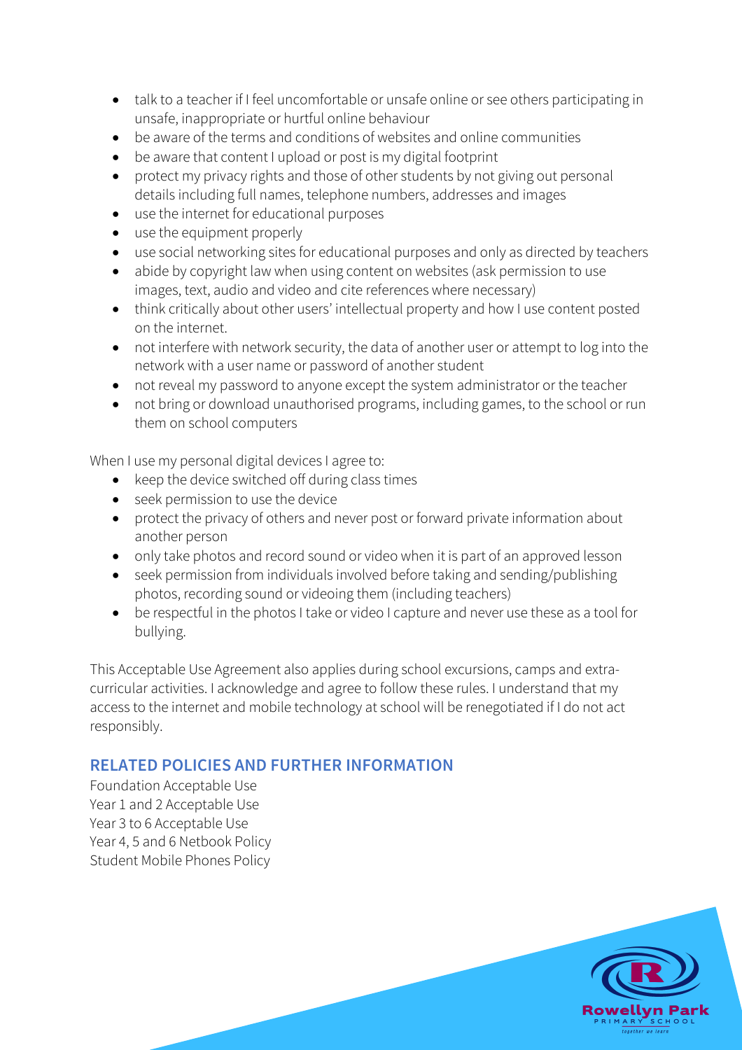- talk to a teacher if I feel uncomfortable or unsafe online or see others participating in unsafe, inappropriate or hurtful online behaviour
- be aware of the terms and conditions of websites and online communities
- be aware that content I upload or post is my digital footprint
- protect my privacy rights and those of other students by not giving out personal details including full names, telephone numbers, addresses and images
- use the internet for educational purposes
- use the equipment properly
- use social networking sites for educational purposes and only as directed by teachers
- abide by copyright law when using content on websites (ask permission to use images, text, audio and video and cite references where necessary)
- think critically about other users' intellectual property and how I use content posted on the internet.
- not interfere with network security, the data of another user or attempt to log into the network with a user name or password of another student
- not reveal my password to anyone except the system administrator or the teacher
- not bring or download unauthorised programs, including games, to the school or run them on school computers

When I use my personal digital devices I agree to:

- keep the device switched off during class times
- seek permission to use the device
- protect the privacy of others and never post or forward private information about another person
- only take photos and record sound or video when it is part of an approved lesson
- seek permission from individuals involved before taking and sending/publishing photos, recording sound or videoing them (including teachers)
- be respectful in the photos I take or video I capture and never use these as a tool for bullying.

This Acceptable Use Agreement also applies during school excursions, camps and extra-curricular activities. I acknowledge and agree to follow these rules. I understand that my access to the internet and mobile technology at school will be renegotiated if I do not act responsibly.

## RELATED POLICIES AND FURTHER INFORMATION

Foundation Acceptable Use
Year 1 and 2 Acceptable Use
Year 3 to 6 Acceptable Use
Year 4, 5 and 6 Netbook Policy
Student Mobile Phones Policy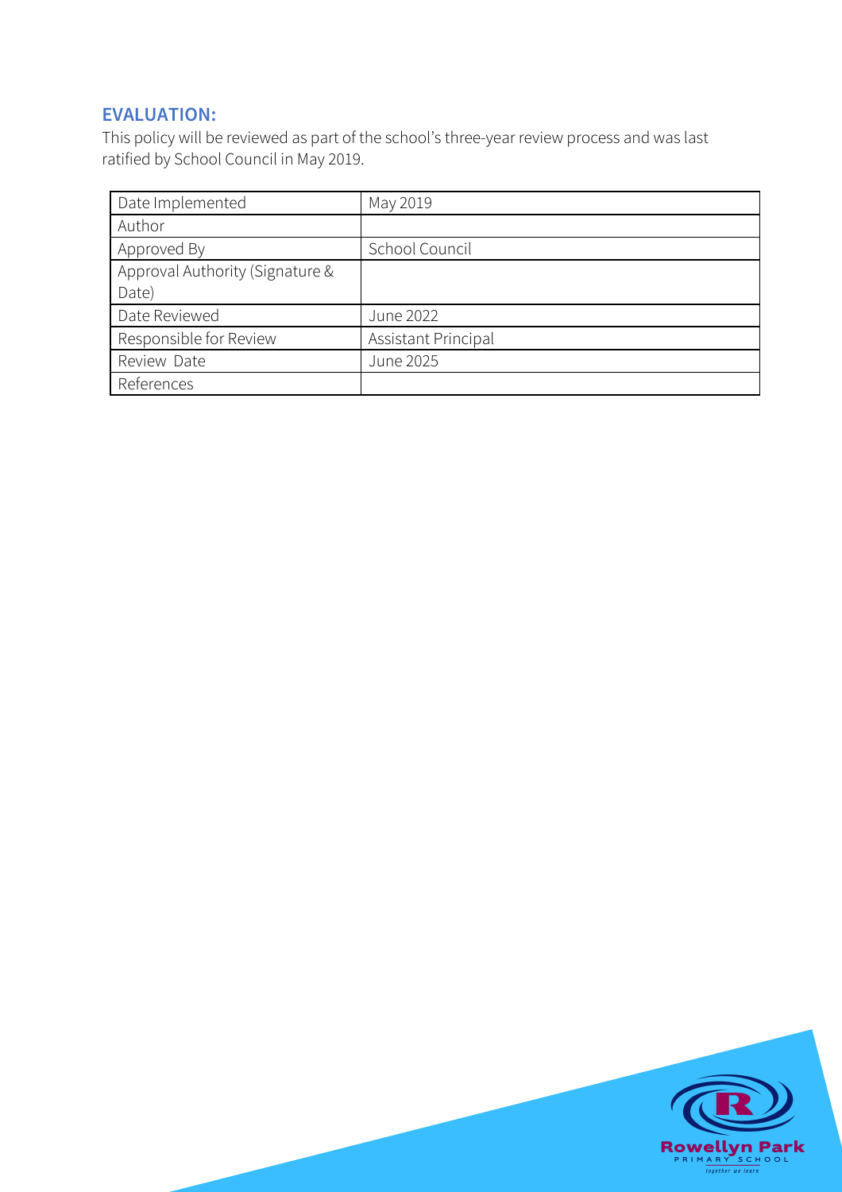## EVALUATION:

This policy will be reviewed as part of the school's three-year review process and was last ratified by School Council in May 2019.

| | |
|---|---|
| Date Implemented | May 2019 |
| Author | |
| Approved By | School Council |
| Approval Authority (Signature & Date) | |
| Date Reviewed | June 2022 |
| Responsible for Review | Assistant Principal |
| Review Date | June 2025 |
| References | |